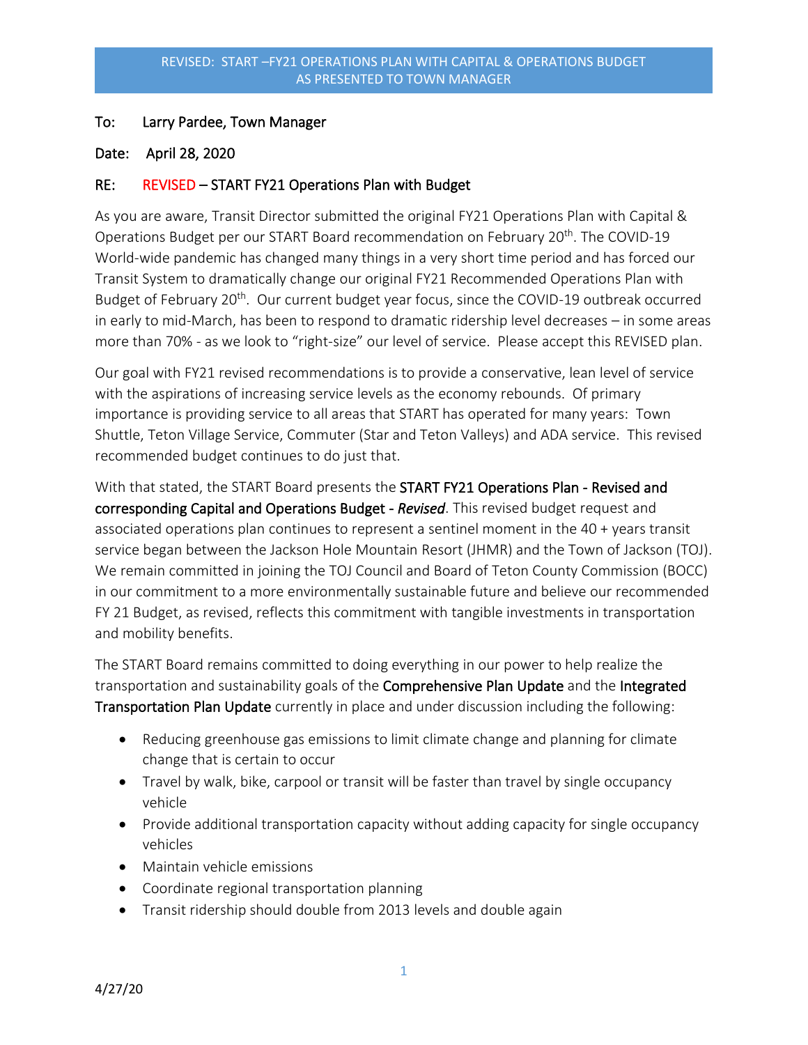REVISED: START –FY21 OPERATIONS PLAN WITH CAPITAL & OPERATIONS BUDGET
AS PRESENTED TO TOWN MANAGER

To: Larry Pardee, Town Manager

Date: April 28, 2020

RE: REVISED – START FY21 Operations Plan with Budget

As you are aware, Transit Director submitted the original FY21 Operations Plan with Capital & Operations Budget per our START Board recommendation on February 20th. The COVID-19 World-wide pandemic has changed many things in a very short time period and has forced our Transit System to dramatically change our original FY21 Recommended Operations Plan with Budget of February 20th. Our current budget year focus, since the COVID-19 outbreak occurred in early to mid-March, has been to respond to dramatic ridership level decreases – in some areas more than 70% - as we look to "right-size" our level of service. Please accept this REVISED plan.

Our goal with FY21 revised recommendations is to provide a conservative, lean level of service with the aspirations of increasing service levels as the economy rebounds. Of primary importance is providing service to all areas that START has operated for many years: Town Shuttle, Teton Village Service, Commuter (Star and Teton Valleys) and ADA service. This revised recommended budget continues to do just that.

With that stated, the START Board presents the START FY21 Operations Plan - Revised and corresponding Capital and Operations Budget - *Revised*. This revised budget request and associated operations plan continues to represent a sentinel moment in the 40 + years transit service began between the Jackson Hole Mountain Resort (JHMR) and the Town of Jackson (TOJ). We remain committed in joining the TOJ Council and Board of Teton County Commission (BOCC) in our commitment to a more environmentally sustainable future and believe our recommended FY 21 Budget, as revised, reflects this commitment with tangible investments in transportation and mobility benefits.

The START Board remains committed to doing everything in our power to help realize the transportation and sustainability goals of the Comprehensive Plan Update and the Integrated Transportation Plan Update currently in place and under discussion including the following:

- Reducing greenhouse gas emissions to limit climate change and planning for climate change that is certain to occur
- Travel by walk, bike, carpool or transit will be faster than travel by single occupancy vehicle
- Provide additional transportation capacity without adding capacity for single occupancy vehicles
- Maintain vehicle emissions
- Coordinate regional transportation planning
- Transit ridership should double from 2013 levels and double again

4/27/20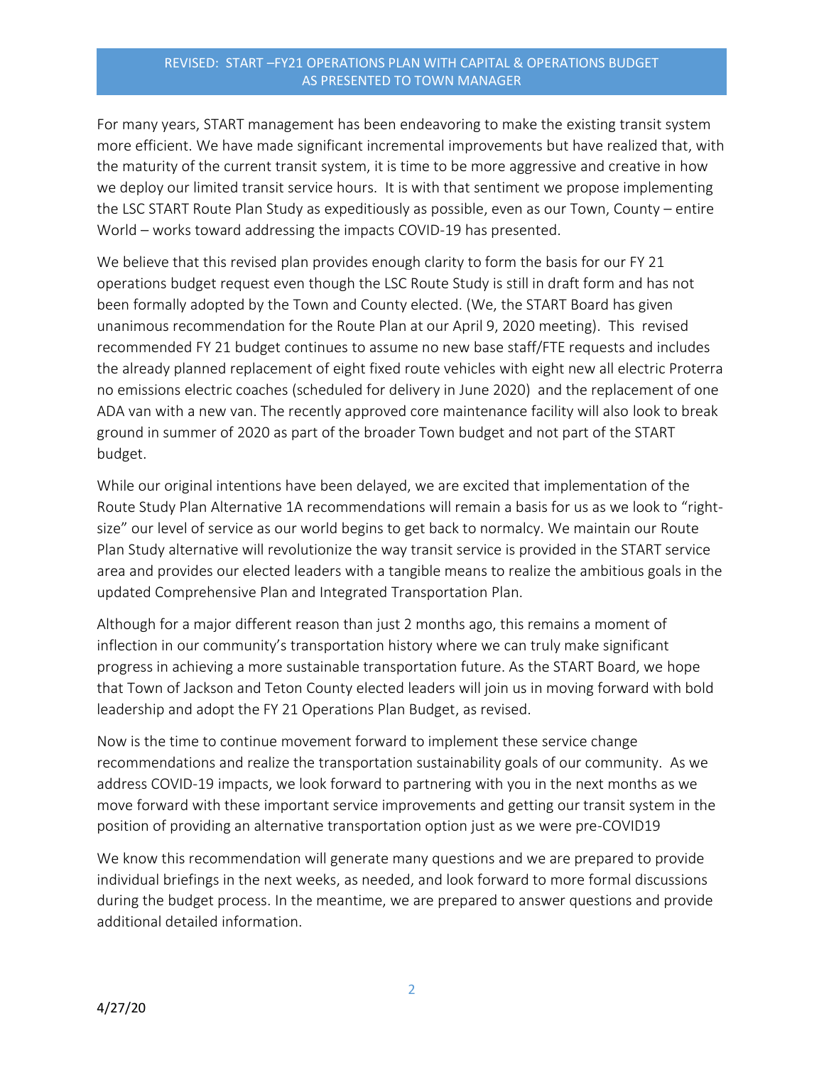## REVISED: START –FY21 OPERATIONS PLAN WITH CAPITAL & OPERATIONS BUDGET AS PRESENTED TO TOWN MANAGER

For many years, START management has been endeavoring to make the existing transit system more efficient. We have made significant incremental improvements but have realized that, with the maturity of the current transit system, it is time to be more aggressive and creative in how we deploy our limited transit service hours. It is with that sentiment we propose implementing the LSC START Route Plan Study as expeditiously as possible, even as our Town, County – entire World – works toward addressing the impacts COVID-19 has presented.

We believe that this revised plan provides enough clarity to form the basis for our FY 21 operations budget request even though the LSC Route Study is still in draft form and has not been formally adopted by the Town and County elected. (We, the START Board has given unanimous recommendation for the Route Plan at our April 9, 2020 meeting). This revised recommended FY 21 budget continues to assume no new base staff/FTE requests and includes the already planned replacement of eight fixed route vehicles with eight new all electric Proterra no emissions electric coaches (scheduled for delivery in June 2020) and the replacement of one ADA van with a new van. The recently approved core maintenance facility will also look to break ground in summer of 2020 as part of the broader Town budget and not part of the START budget.

While our original intentions have been delayed, we are excited that implementation of the Route Study Plan Alternative 1A recommendations will remain a basis for us as we look to "right-size" our level of service as our world begins to get back to normalcy. We maintain our Route Plan Study alternative will revolutionize the way transit service is provided in the START service area and provides our elected leaders with a tangible means to realize the ambitious goals in the updated Comprehensive Plan and Integrated Transportation Plan.

Although for a major different reason than just 2 months ago, this remains a moment of inflection in our community's transportation history where we can truly make significant progress in achieving a more sustainable transportation future. As the START Board, we hope that Town of Jackson and Teton County elected leaders will join us in moving forward with bold leadership and adopt the FY 21 Operations Plan Budget, as revised.

Now is the time to continue movement forward to implement these service change recommendations and realize the transportation sustainability goals of our community. As we address COVID-19 impacts, we look forward to partnering with you in the next months as we move forward with these important service improvements and getting our transit system in the position of providing an alternative transportation option just as we were pre-COVID19

We know this recommendation will generate many questions and we are prepared to provide individual briefings in the next weeks, as needed, and look forward to more formal discussions during the budget process. In the meantime, we are prepared to answer questions and provide additional detailed information.

4/27/20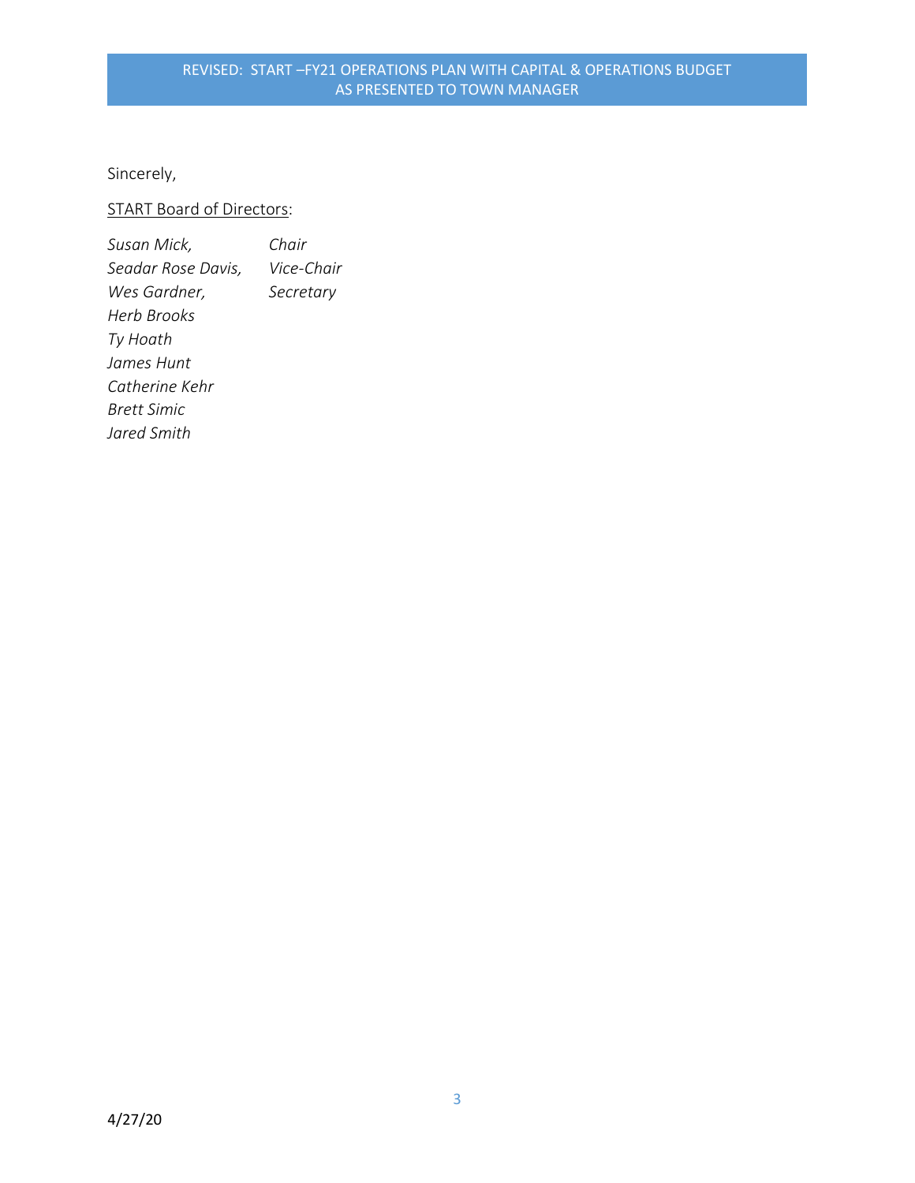Sincerely,

<u>START Board of Directors</u>:

| | |
|---|---|
| *Susan Mick,* | *Chair* |
| *Seadar Rose Davis,* | *Vice-Chair* |
| *Wes Gardner,* | *Secretary* |
| *Herb Brooks* | |
| *Ty Hoath* | |
| *James Hunt* | |
| *Catherine Kehr* | |
| *Brett Simic* | |
| *Jared Smith* | |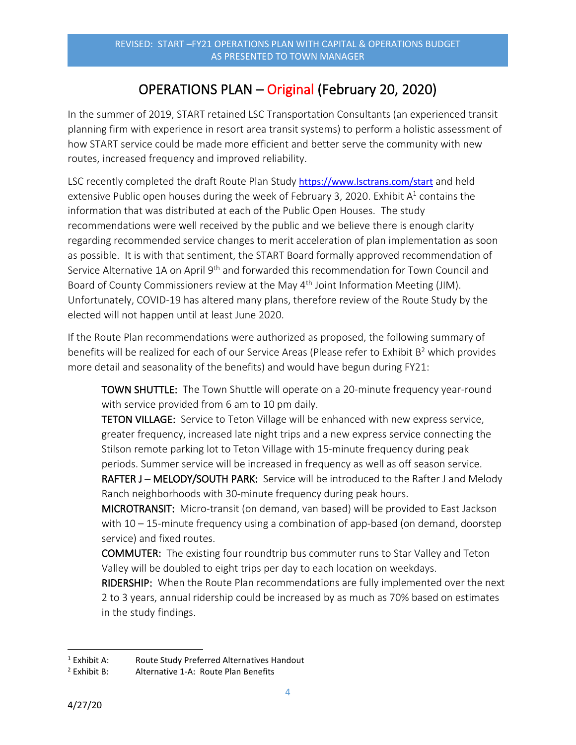REVISED: START –FY21 OPERATIONS PLAN WITH CAPITAL & OPERATIONS BUDGET AS PRESENTED TO TOWN MANAGER

# OPERATIONS PLAN – Original (February 20, 2020)

In the summer of 2019, START retained LSC Transportation Consultants (an experienced transit planning firm with experience in resort area transit systems) to perform a holistic assessment of how START service could be made more efficient and better serve the community with new routes, increased frequency and improved reliability.

LSC recently completed the draft Route Plan Study https://www.lsctrans.com/start and held extensive Public open houses during the week of February 3, 2020. Exhibit A[1] contains the information that was distributed at each of the Public Open Houses. The study recommendations were well received by the public and we believe there is enough clarity regarding recommended service changes to merit acceleration of plan implementation as soon as possible. It is with that sentiment, the START Board formally approved recommendation of Service Alternative 1A on April 9th and forwarded this recommendation for Town Council and Board of County Commissioners review at the May 4th Joint Information Meeting (JIM). Unfortunately, COVID-19 has altered many plans, therefore review of the Route Study by the elected will not happen until at least June 2020.

If the Route Plan recommendations were authorized as proposed, the following summary of benefits will be realized for each of our Service Areas (Please refer to Exhibit B[2] which provides more detail and seasonality of the benefits) and would have begun during FY21:

**TOWN SHUTTLE:** The Town Shuttle will operate on a 20-minute frequency year-round with service provided from 6 am to 10 pm daily.
**TETON VILLAGE:** Service to Teton Village will be enhanced with new express service, greater frequency, increased late night trips and a new express service connecting the Stilson remote parking lot to Teton Village with 15-minute frequency during peak periods. Summer service will be increased in frequency as well as off season service.
**RAFTER J – MELODY/SOUTH PARK:** Service will be introduced to the Rafter J and Melody Ranch neighborhoods with 30-minute frequency during peak hours.
**MICROTRANSIT:** Micro-transit (on demand, van based) will be provided to East Jackson with 10 – 15-minute frequency using a combination of app-based (on demand, doorstep service) and fixed routes.
**COMMUTER:** The existing four roundtrip bus commuter runs to Star Valley and Teton Valley will be doubled to eight trips per day to each location on weekdays.
**RIDERSHIP:** When the Route Plan recommendations are fully implemented over the next 2 to 3 years, annual ridership could be increased by as much as 70% based on estimates in the study findings.

---

[1] Exhibit A: Route Study Preferred Alternatives Handout
[2] Exhibit B: Alternative 1-A: Route Plan Benefits

4/27/20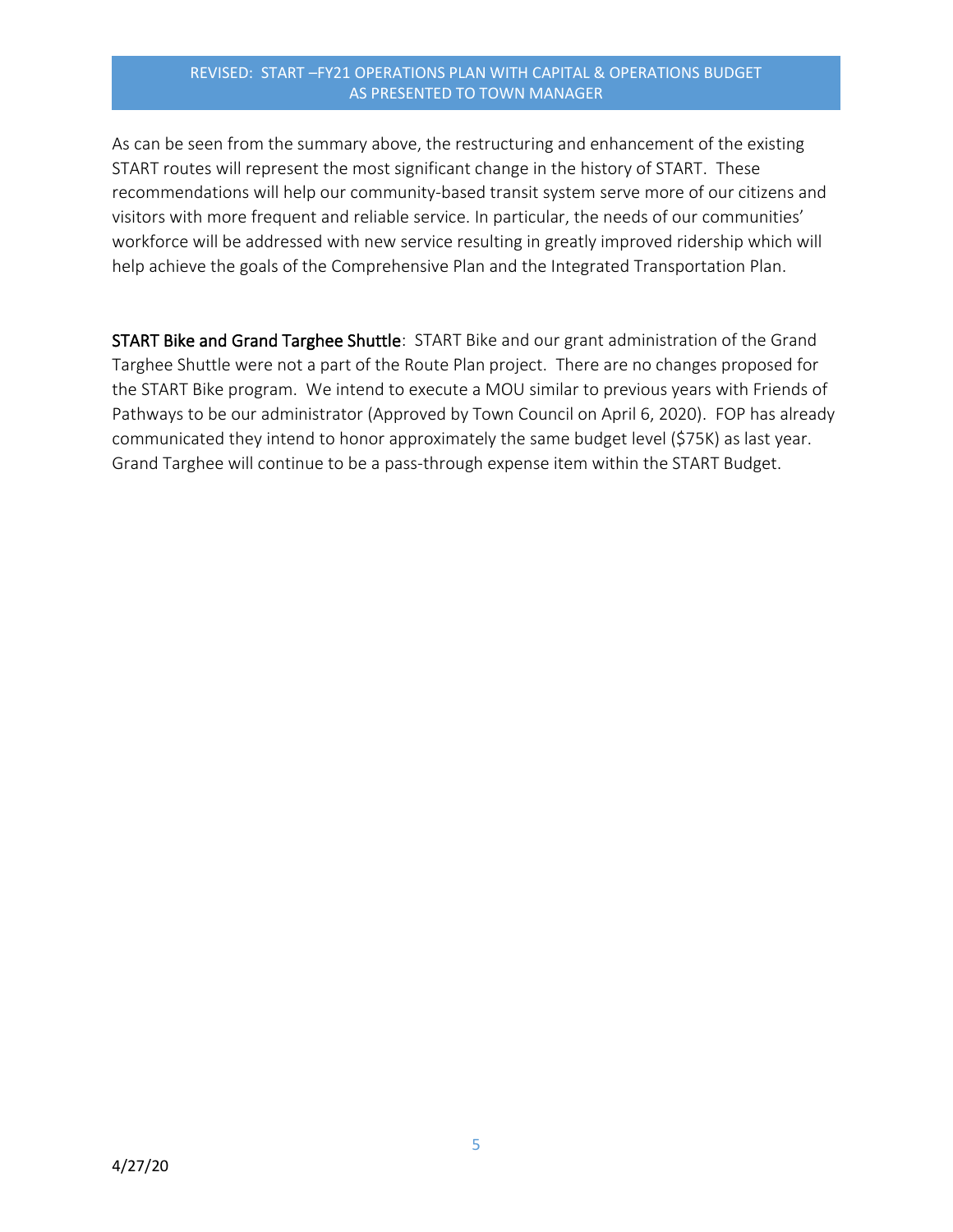As can be seen from the summary above, the restructuring and enhancement of the existing START routes will represent the most significant change in the history of START. These recommendations will help our community-based transit system serve more of our citizens and visitors with more frequent and reliable service. In particular, the needs of our communities' workforce will be addressed with new service resulting in greatly improved ridership which will help achieve the goals of the Comprehensive Plan and the Integrated Transportation Plan.

**START Bike and Grand Targhee Shuttle**: START Bike and our grant administration of the Grand Targhee Shuttle were not a part of the Route Plan project. There are no changes proposed for the START Bike program. We intend to execute a MOU similar to previous years with Friends of Pathways to be our administrator (Approved by Town Council on April 6, 2020). FOP has already communicated they intend to honor approximately the same budget level ($75K) as last year. Grand Targhee will continue to be a pass-through expense item within the START Budget.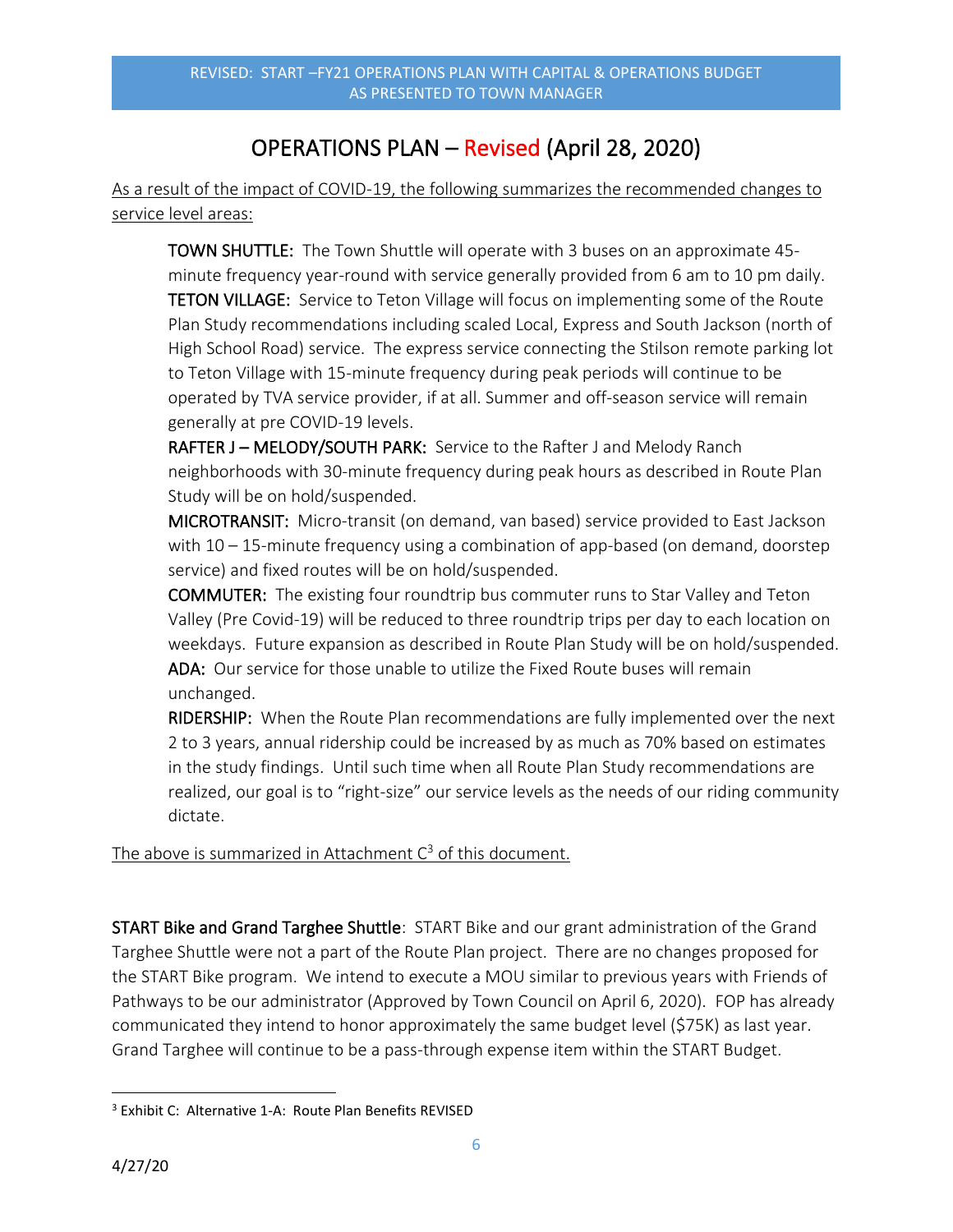# OPERATIONS PLAN – Revised (April 28, 2020)

As a result of the impact of COVID-19, the following summarizes the recommended changes to service level areas:

**TOWN SHUTTLE:** The Town Shuttle will operate with 3 buses on an approximate 45-minute frequency year-round with service generally provided from 6 am to 10 pm daily.
**TETON VILLAGE:** Service to Teton Village will focus on implementing some of the Route Plan Study recommendations including scaled Local, Express and South Jackson (north of High School Road) service. The express service connecting the Stilson remote parking lot to Teton Village with 15-minute frequency during peak periods will continue to be operated by TVA service provider, if at all. Summer and off-season service will remain generally at pre COVID-19 levels.
**RAFTER J – MELODY/SOUTH PARK:** Service to the Rafter J and Melody Ranch neighborhoods with 30-minute frequency during peak hours as described in Route Plan Study will be on hold/suspended.
**MICROTRANSIT:** Micro-transit (on demand, van based) service provided to East Jackson with 10 – 15-minute frequency using a combination of app-based (on demand, doorstep service) and fixed routes will be on hold/suspended.
**COMMUTER:** The existing four roundtrip bus commuter runs to Star Valley and Teton Valley (Pre Covid-19) will be reduced to three roundtrip trips per day to each location on weekdays. Future expansion as described in Route Plan Study will be on hold/suspended.
**ADA:** Our service for those unable to utilize the Fixed Route buses will remain unchanged.
**RIDERSHIP:** When the Route Plan recommendations are fully implemented over the next 2 to 3 years, annual ridership could be increased by as much as 70% based on estimates in the study findings. Until such time when all Route Plan Study recommendations are realized, our goal is to "right-size" our service levels as the needs of our riding community dictate.

The above is summarized in Attachment C[3] of this document.

**START Bike and Grand Targhee Shuttle**: START Bike and our grant administration of the Grand Targhee Shuttle were not a part of the Route Plan project. There are no changes proposed for the START Bike program. We intend to execute a MOU similar to previous years with Friends of Pathways to be our administrator (Approved by Town Council on April 6, 2020). FOP has already communicated they intend to honor approximately the same budget level ($75K) as last year. Grand Targhee will continue to be a pass-through expense item within the START Budget.

[3] Exhibit C: Alternative 1-A: Route Plan Benefits REVISED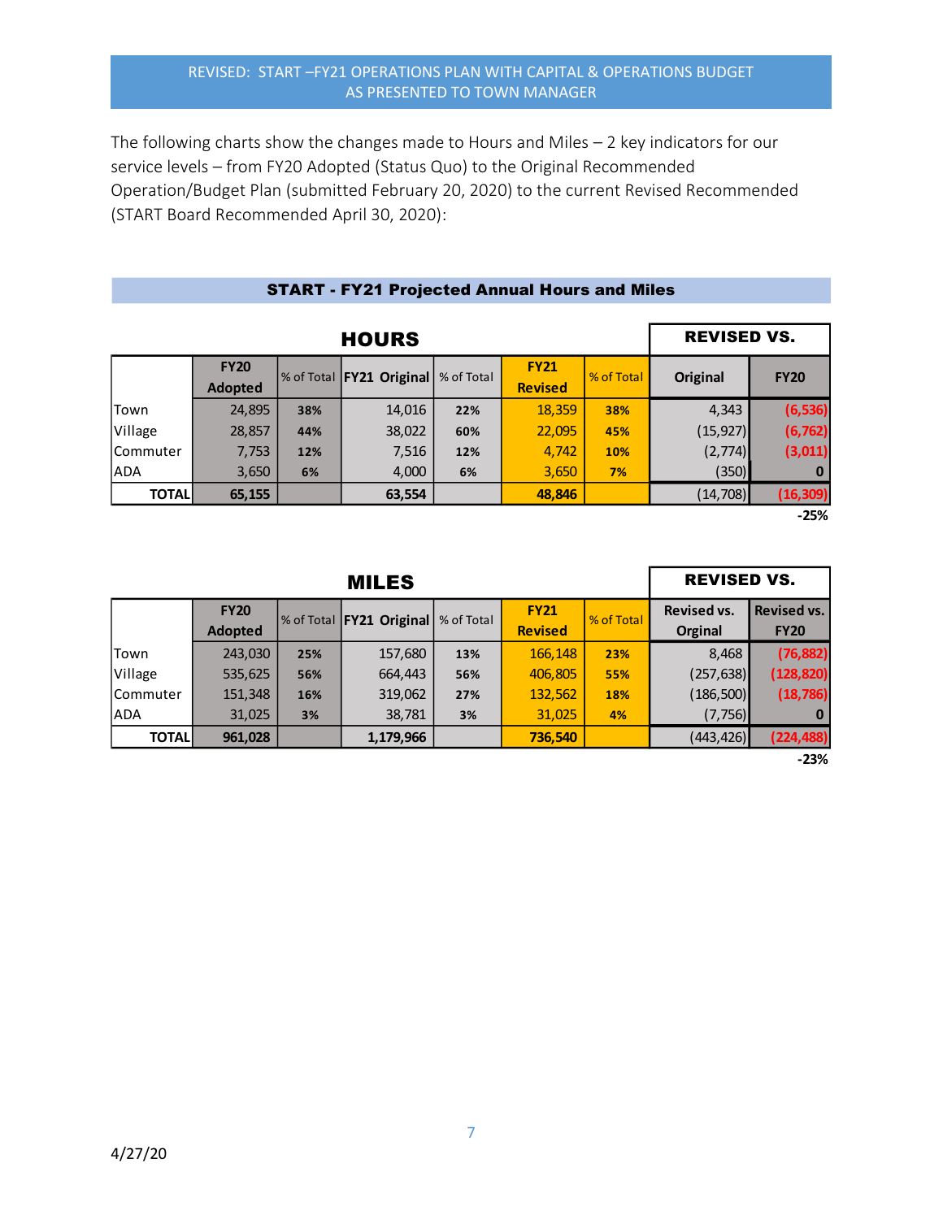REVISED: START –FY21 OPERATIONS PLAN WITH CAPITAL & OPERATIONS BUDGET AS PRESENTED TO TOWN MANAGER

The following charts show the changes made to Hours and Miles – 2 key indicators for our service levels – from FY20 Adopted (Status Quo) to the Original Recommended Operation/Budget Plan (submitted February 20, 2020) to the current Revised Recommended (START Board Recommended April 30, 2020):

## START - FY21 Projected Annual Hours and Miles

### HOURS

| | FY20 Adopted | % of Total | FY21 Original | % of Total | FY21 Revised | % of Total | REVISED VS. Original | REVISED VS. FY20 |
|---|---|---|---|---|---|---|---|---|
| Town | 24,895 | 38% | 14,016 | 22% | 18,359 | 38% | 4,343 | (6,536) |
| Village | 28,857 | 44% | 38,022 | 60% | 22,095 | 45% | (15,927) | (6,762) |
| Commuter | 7,753 | 12% | 7,516 | 12% | 4,742 | 10% | (2,774) | (3,011) |
| ADA | 3,650 | 6% | 4,000 | 6% | 3,650 | 7% | (350) | 0 |
| **TOTAL** | **65,155** | | **63,554** | | **48,846** | | (14,708) | (16,309) |
| | | | | | | | | -25% |

### MILES

| | FY20 Adopted | % of Total | FY21 Original | % of Total | FY21 Revised | % of Total | REVISED VS. Revised vs. Orginal | REVISED VS. Revised vs. FY20 |
|---|---|---|---|---|---|---|---|---|
| Town | 243,030 | 25% | 157,680 | 13% | 166,148 | 23% | 8,468 | (76,882) |
| Village | 535,625 | 56% | 664,443 | 56% | 406,805 | 55% | (257,638) | (128,820) |
| Commuter | 151,348 | 16% | 319,062 | 27% | 132,562 | 18% | (186,500) | (18,786) |
| ADA | 31,025 | 3% | 38,781 | 3% | 31,025 | 4% | (7,756) | 0 |
| **TOTAL** | **961,028** | | **1,179,966** | | **736,540** | | (443,426) | (224,488) |
| | | | | | | | | -23% |

4/27/20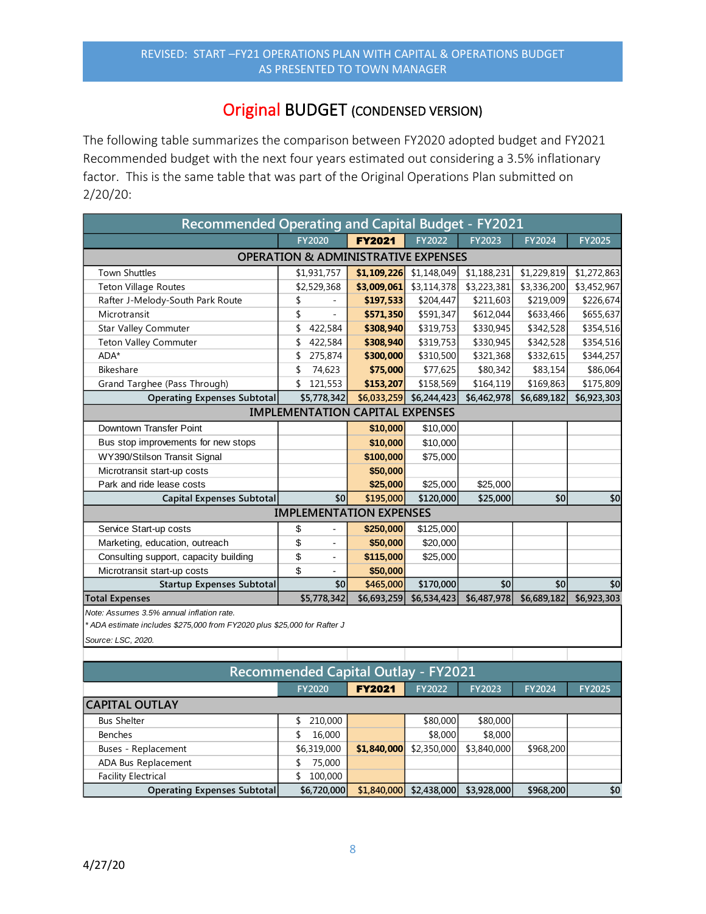REVISED: START –FY21 OPERATIONS PLAN WITH CAPITAL & OPERATIONS BUDGET AS PRESENTED TO TOWN MANAGER

## Original BUDGET (CONDENSED VERSION)

The following table summarizes the comparison between FY2020 adopted budget and FY2021 Recommended budget with the next four years estimated out considering a 3.5% inflationary factor. This is the same table that was part of the Original Operations Plan submitted on 2/20/20:

| Recommended Operating and Capital Budget - FY2021 | | | | | | |
|---|---|---|---|---|---|---|
| | FY2020 | **FY2021** | FY2022 | FY2023 | FY2024 | FY2025 |
| **OPERATION & ADMINISTRATIVE EXPENSES** | | | | | | |
| Town Shuttles | $1,931,757 | **$1,109,226** | $1,148,049 | $1,188,231 | $1,229,819 | $1,272,863 |
| Teton Village Routes | $2,529,368 | **$3,009,061** | $3,114,378 | $3,223,381 | $3,336,200 | $3,452,967 |
| Rafter J-Melody-South Park Route | $ - | **$197,533** | $204,447 | $211,603 | $219,009 | $226,674 |
| Microtransit | $ - | **$571,350** | $591,347 | $612,044 | $633,466 | $655,637 |
| Star Valley Commuter | $ 422,584 | **$308,940** | $319,753 | $330,945 | $342,528 | $354,516 |
| Teton Valley Commuter | $ 422,584 | **$308,940** | $319,753 | $330,945 | $342,528 | $354,516 |
| ADA* | $ 275,874 | **$300,000** | $310,500 | $321,368 | $332,615 | $344,257 |
| Bikeshare | $ 74,623 | **$75,000** | $77,625 | $80,342 | $83,154 | $86,064 |
| Grand Targhee (Pass Through) | $ 121,553 | **$153,207** | $158,569 | $164,119 | $169,863 | $175,809 |
| **Operating Expenses Subtotal** | **$5,778,342** | **$6,033,259** | **$6,244,423** | **$6,462,978** | **$6,689,182** | **$6,923,303** |
| **IMPLEMENTATION CAPITAL EXPENSES** | | | | | | |
| Downtown Transfer Point | | **$10,000** | $10,000 | | | |
| Bus stop improvements for new stops | | **$10,000** | $10,000 | | | |
| WY390/Stilson Transit Signal | | **$100,000** | $75,000 | | | |
| Microtransit start-up costs | | **$50,000** | | | | |
| Park and ride lease costs | | **$25,000** | $25,000 | $25,000 | | |
| **Capital Expenses Subtotal** | **$0** | **$195,000** | **$120,000** | **$25,000** | **$0** | **$0** |
| **IMPLEMENTATION EXPENSES** | | | | | | |
| Service Start-up costs | $ - | **$250,000** | $125,000 | | | |
| Marketing, education, outreach | $ - | **$50,000** | $20,000 | | | |
| Consulting support, capacity building | $ - | **$115,000** | $25,000 | | | |
| Microtransit start-up costs | $ - | **$50,000** | | | | |
| **Startup Expenses Subtotal** | **$0** | **$465,000** | **$170,000** | **$0** | **$0** | **$0** |
| **Total Expenses** | **$5,778,342** | **$6,693,259** | **$6,534,423** | **$6,487,978** | **$6,689,182** | **$6,923,303** |

*Note: Assumes 3.5% annual inflation rate.*
*\* ADA estimate includes $275,000 from FY2020 plus $25,000 for Rafter J*
*Source: LSC, 2020.*

| Recommended Capital Outlay - FY2021 | | | | | | |
|---|---|---|---|---|---|---|
| | FY2020 | **FY2021** | FY2022 | FY2023 | FY2024 | FY2025 |
| **CAPITAL OUTLAY** | | | | | | |
| Bus Shelter | $ 210,000 | | $80,000 | $80,000 | | |
| Benches | $ 16,000 | | $8,000 | $8,000 | | |
| Buses - Replacement | $6,319,000 | **$1,840,000** | $2,350,000 | $3,840,000 | $968,200 | |
| ADA Bus Replacement | $ 75,000 | | | | | |
| Facility Electrical | $ 100,000 | | | | | |
| **Operating Expenses Subtotal** | **$6,720,000** | **$1,840,000** | **$2,438,000** | **$3,928,000** | **$968,200** | **$0** |

4/27/20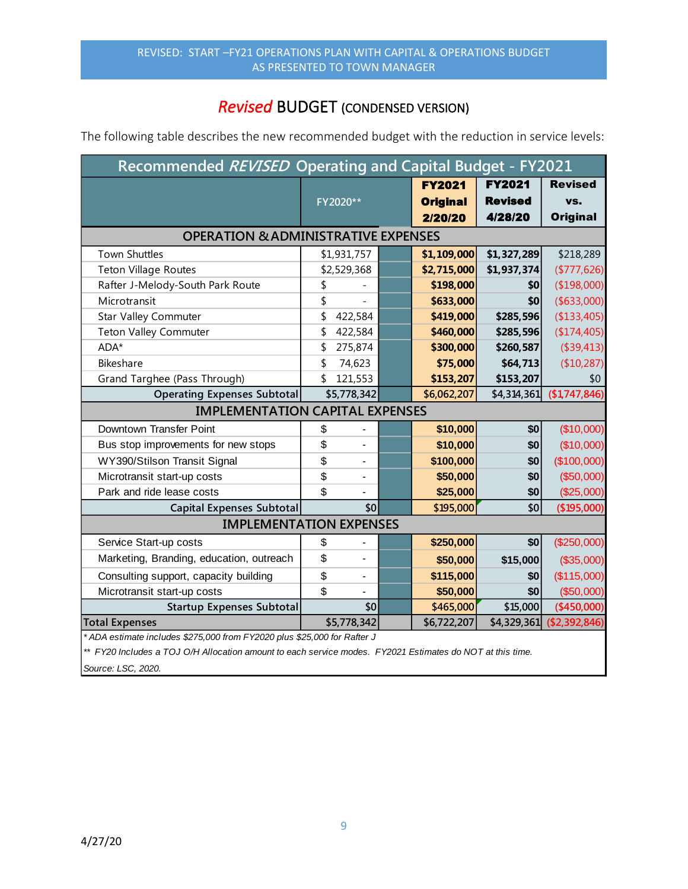REVISED: START –FY21 OPERATIONS PLAN WITH CAPITAL & OPERATIONS BUDGET AS PRESENTED TO TOWN MANAGER

## *Revised* BUDGET (CONDENSED VERSION)

The following table describes the new recommended budget with the reduction in service levels:

| Recommended *REVISED* Operating and Capital Budget - FY2021 | | | | | |
|---|---|---|---|---|---|
| | FY2020** | | **FY2021 Original 2/20/20** | **FY2021 Revised 4/28/20** | **Revised vs. Original** |
| **OPERATION & ADMINISTRATIVE EXPENSES** | | | | | |
| Town Shuttles | $1,931,757 | | **$1,109,000** | **$1,327,289** | $218,289 |
| Teton Village Routes | $2,529,368 | | **$2,715,000** | **$1,937,374** | ($777,626) |
| Rafter J-Melody-South Park Route | $ - | | **$198,000** | **$0** | ($198,000) |
| Microtransit | $ - | | **$633,000** | **$0** | ($633,000) |
| Star Valley Commuter | $ 422,584 | | **$419,000** | **$285,596** | ($133,405) |
| Teton Valley Commuter | $ 422,584 | | **$460,000** | **$285,596** | ($174,405) |
| ADA* | $ 275,874 | | **$300,000** | **$260,587** | ($39,413) |
| Bikeshare | $ 74,623 | | **$75,000** | **$64,713** | ($10,287) |
| Grand Targhee (Pass Through) | $ 121,553 | | **$153,207** | **$153,207** | $0 |
| Operating Expenses Subtotal | $5,778,342 | | $6,062,207 | $4,314,361 | ($1,747,846) |
| **IMPLEMENTATION CAPITAL EXPENSES** | | | | | |
| Downtown Transfer Point | $ - | | **$10,000** | **$0** | ($10,000) |
| Bus stop improvements for new stops | $ - | | **$10,000** | **$0** | ($10,000) |
| WY390/Stilson Transit Signal | $ - | | **$100,000** | **$0** | ($100,000) |
| Microtransit start-up costs | $ - | | **$50,000** | **$0** | ($50,000) |
| Park and ride lease costs | $ - | | **$25,000** | **$0** | ($25,000) |
| Capital Expenses Subtotal | $0 | | $195,000 | $0 | ($195,000) |
| **IMPLEMENTATION EXPENSES** | | | | | |
| Service Start-up costs | $ - | | **$250,000** | **$0** | ($250,000) |
| Marketing, Branding, education, outreach | $ - | | **$50,000** | **$15,000** | ($35,000) |
| Consulting support, capacity building | $ - | | **$115,000** | **$0** | ($115,000) |
| Microtransit start-up costs | $ - | | **$50,000** | **$0** | ($50,000) |
| Startup Expenses Subtotal | $0 | | $465,000 | $15,000 | ($450,000) |
| Total Expenses | $5,778,342 | | $6,722,207 | $4,329,361 | ($2,392,846) |

*\* ADA estimate includes $275,000 from FY2020 plus $25,000 for Rafter J*

*\*\* FY20 Includes a TOJ O/H Allocation amount to each service modes. FY2021 Estimates do NOT at this time.*

*Source: LSC, 2020.*

4/27/20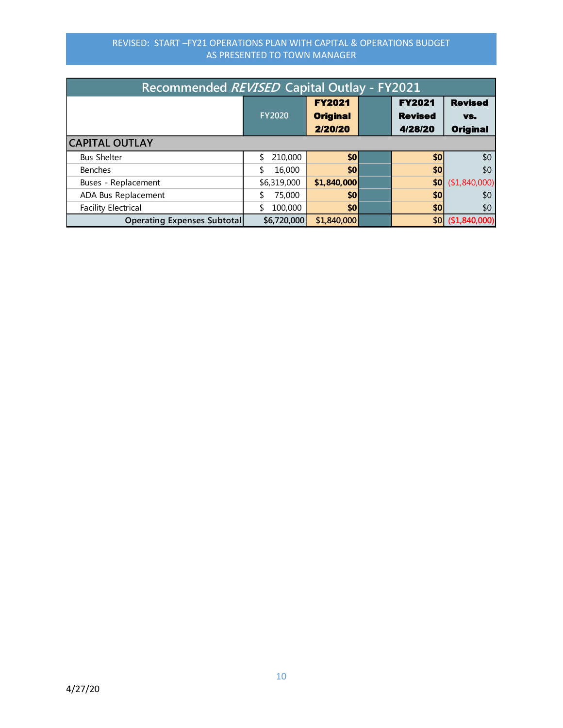REVISED: START –FY21 OPERATIONS PLAN WITH CAPITAL & OPERATIONS BUDGET
AS PRESENTED TO TOWN MANAGER

| Recommended *REVISED* Capital Outlay - FY2021 | | | | | |
|---|---|---|---|---|---|
| | FY2020 | **FY2021 Original 2/20/20** | | **FY2021 Revised 4/28/20** | **Revised vs. Original** |
| **CAPITAL OUTLAY** | | | | | |
| Bus Shelter | $ 210,000 | **$0** | | **$0** | $0 |
| Benches | $ 16,000 | **$0** | | **$0** | $0 |
| Buses - Replacement | $6,319,000 | **$1,840,000** | | **$0** | ($1,840,000) |
| ADA Bus Replacement | $ 75,000 | **$0** | | **$0** | $0 |
| Facility Electrical | $ 100,000 | **$0** | | **$0** | $0 |
| **Operating Expenses Subtotal** | **$6,720,000** | $1,840,000 | | $0 | ($1,840,000) |

4/27/20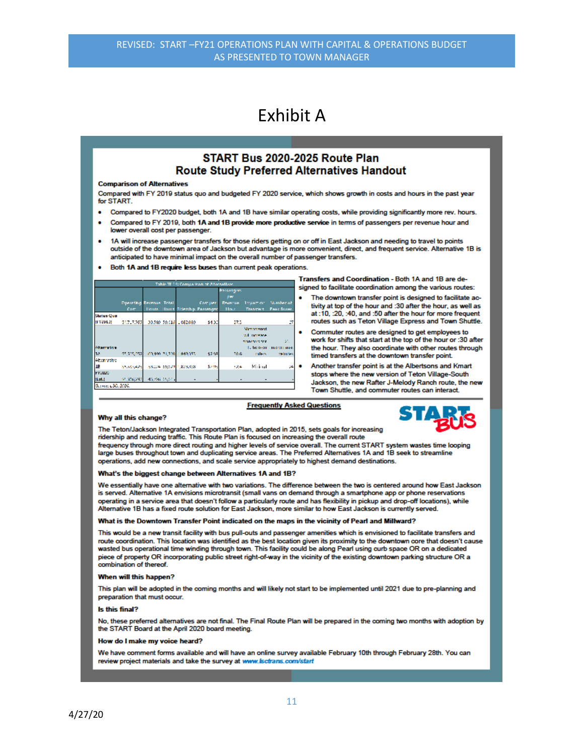# Exhibit A

## START Bus 2020-2025 Route Plan
## Route Study Preferred Alternatives Handout

**Comparison of Alternatives**

Compared with FY 2019 status quo and budgeted FY 2020 service, which shows growth in costs and hours in the past year for START.

- Compared to FY2020 budget, both 1A and 1B have similar operating costs, while providing significantly more rev. hours.
- Compared to FY 2019, both **1A and 1B provide more productive service** in terms of passengers per revenue hour and lower overall cost per passenger.
- 1A will increase passenger transfers for those riders getting on or off in East Jackson and needing to travel to points outside of the downtown area of Jackson but advantage is more convenient, direct, and frequent service. Alternative 1B is anticipated to have minimal impact on the overall number of passenger transfers.
- Both **1A and 1B require less buses** than current peak operations.

Table III-1: Comparison of Alternatives

| | Operating Cost | Revenue Hours | Total Hours | Ridership | Cost per Passenger | Passengers per Revenue Hour | Impact on Transfers | Number of Peak Buses |
|---|---|---|---|---|---|---|---|---|
| Status Quo (FY2019) | $17,7_7,703 | 39,580 | 59,016 | 1,682,050 | $4.00 | 27.3 | | 27 |
| Alternative 1A | $7,315,752 | 47,400 | 71,330 | 849,353 | $2.97 | 20.6 | Microtransit will increase transfers for 1, taken in miles | 21 microtransit vehicles |
| Alternative 1B | | | | | $2.9_ | 20.4 | Minimal | 24 |
| FY2020 (Est.) | | | | - | | - | - | |

Source: LSC, 2020.

**Transfers and Coordination** - Both 1A and 1B are designed to facilitate coordination among the various routes:

- The downtown transfer point is designed to facilitate activity at top of the hour and :30 after the hour, as well as at :10, :20, :40, and :50 after the hour for more frequent timed transfers at the downtown transfer point.
- Commuter routes are designed to get employees to work for shifts that start at the top of the hour or :30 after the hour. They also coordinate with other routes through timed transfers at the downtown transfer point.
- Another transfer point is at the Albertsons and Kmart stops where the new version of Teton Village-South Jackson, the new Rafter J-Melody Ranch route, the new Town Shuttle, and commuter routes can interact.

### Frequently Asked Questions

**Why all this change?**

The Teton/Jackson Integrated Transportation Plan, adopted in 2015, sets goals for increasing ridership and reducing traffic. This Route Plan is focused on increasing the overall route frequency through more direct routing and higher levels of service overall. The current START system wastes time looping large buses throughout town and duplicating service areas. The Preferred Alternatives 1A and 1B seek to streamline operations, add new connections, and scale service appropriately to highest demand destinations.

**What's the biggest change between Alternatives 1A and 1B?**

We essentially have one alternative with two variations. The difference between the two is centered around how East Jackson is served. Alternative 1A envisions microtransit (small vans on demand through a smartphone app or phone reservations operating in a service area that doesn't follow a particularly route and has flexibility in pickup and drop-off locations), while Alternative 1B has a fixed route solution for East Jackson, more similar to how East Jackson is currently served.

**What is the Downtown Transfer Point indicated on the maps in the vicinity of Pearl and Millward?**

This would be a new transit facility with bus pull-outs and passenger amenities which is envisioned to facilitate transfers and route coordination. This location was identified as the best location given its proximity to the downtown core that doesn't cause wasted bus operational time winding through town. This facility could be along Pearl using curb space OR on a dedicated piece of property OR incorporating public street right-of-way in the vicinity of the existing downtown parking structure OR a combination of thereof.

**When will this happen?**

This plan will be adopted in the coming months and will likely not start to be implemented until 2021 due to pre-planning and preparation that must occur.

**Is this final?**

No, these preferred alternatives are not final. The Final Route Plan will be prepared in the coming two months with adoption by the START Board at the April 2020 board meeting.

**How do I make my voice heard?**

We have comment forms available and will have an online survey available February 10th through February 28th. You can review project materials and take the survey at ***www.lsctrans.com/start***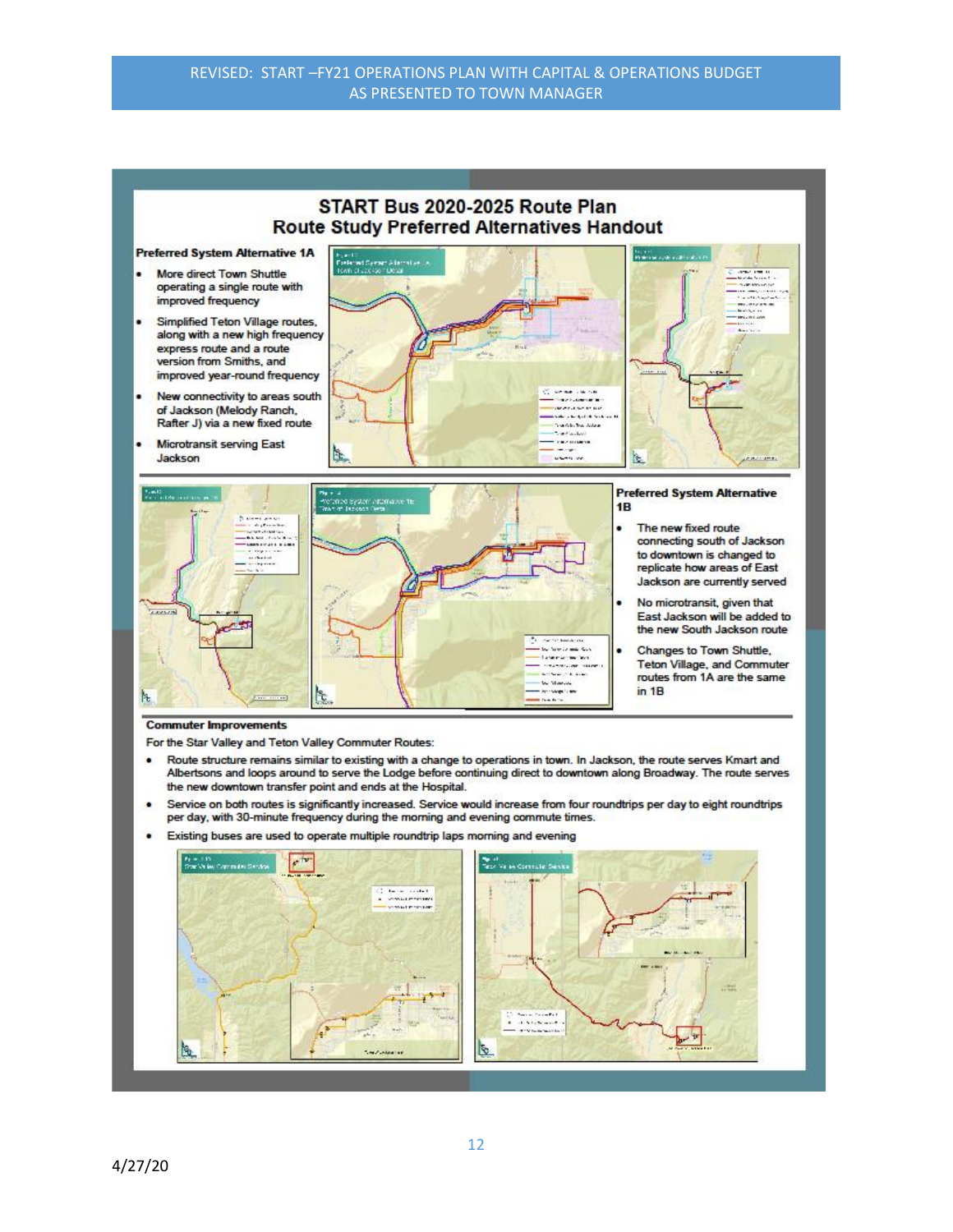# START Bus 2020-2025 Route Plan
## Route Study Preferred Alternatives Handout

### Preferred System Alternative 1A

- More direct Town Shuttle operating a single route with improved frequency
- Simplified Teton Village routes, along with a new high frequency express route and a route version from Smiths, and improved year-round frequency
- New connectivity to areas south of Jackson (Melody Ranch, Rafter J) via a new fixed route
- Microtransit serving East Jackson

### Preferred System Alternative 1B

- The new fixed route connecting south of Jackson to downtown is changed to replicate how areas of East Jackson are currently served
- No microtransit, given that East Jackson will be added to the new South Jackson route
- Changes to Town Shuttle, Teton Village, and Commuter routes from 1A are the same in 1B

### Commuter Improvements

For the Star Valley and Teton Valley Commuter Routes:

- Route structure remains similar to existing with a change to operations in town. In Jackson, the route serves Kmart and Albertsons and loops around to serve the Lodge before continuing direct to downtown along Broadway. The route serves the new downtown transfer point and ends at the Hospital.
- Service on both routes is significantly increased. Service would increase from four roundtrips per day to eight roundtrips per day, with 30-minute frequency during the morning and evening commute times.
- Existing buses are used to operate multiple roundtrip laps morning and evening

4/27/20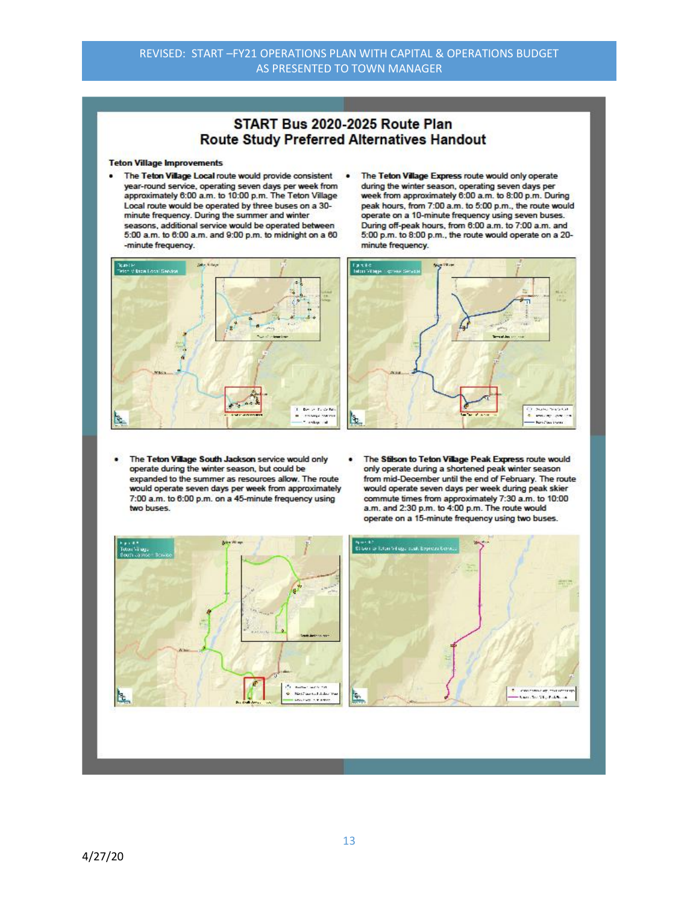# START Bus 2020-2025 Route Plan
## Route Study Preferred Alternatives Handout

**Teton Village Improvements**

- The **Teton Village Local** route would provide consistent year-round service, operating seven days per week from approximately 6:00 a.m. to 10:00 p.m. The Teton Village Local route would be operated by three buses on a 30-minute frequency. During the summer and winter seasons, additional service would be operated between 5:00 a.m. to 6:00 a.m. and 9:00 p.m. to midnight on a 60-minute frequency.
- The **Teton Village Express** route would only operate during the winter season, operating seven days per week from approximately 6:00 a.m. to 8:00 p.m. During peak hours, from 7:00 a.m. to 5:00 p.m., the route would operate on a 10-minute frequency using seven buses. During off-peak hours, from 6:00 a.m. to 7:00 a.m. and 5:00 p.m. to 8:00 p.m., the route would operate on a 20-minute frequency.
- The **Teton Village South Jackson** service would only operate during the winter season, but could be expanded to the summer as resources allow. The route would operate seven days per week from approximately 7:00 a.m. to 6:00 p.m. on a 45-minute frequency using two buses.
- The **Stilson to Teton Village Peak Express** route would only operate during a shortened peak winter season from mid-December until the end of February. The route would operate seven days per week during peak skier commute times from approximately 7:30 a.m. to 10:00 a.m. and 2:30 p.m. to 4:00 p.m. The route would operate on a 15-minute frequency using two buses.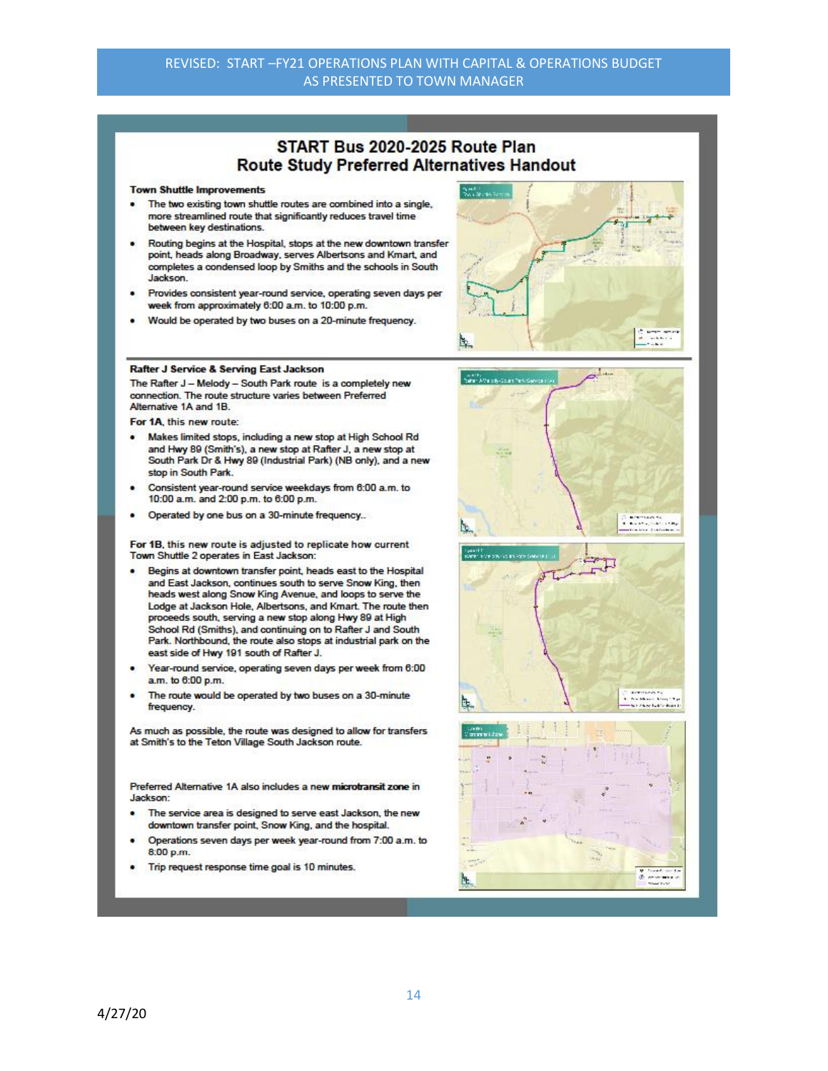# START Bus 2020-2025 Route Plan
## Route Study Preferred Alternatives Handout

### Town Shuttle Improvements

- The two existing town shuttle routes are combined into a single, more streamlined route that significantly reduces travel time between key destinations.
- Routing begins at the Hospital, stops at the new downtown transfer point, heads along Broadway, serves Albertsons and Kmart, and completes a condensed loop by Smiths and the schools in South Jackson.
- Provides consistent year-round service, operating seven days per week from approximately 6:00 a.m. to 10:00 p.m.
- Would be operated by two buses on a 20-minute frequency.

### Rafter J Service & Serving East Jackson

The Rafter J – Melody – South Park route is a completely new connection. The route structure varies between Preferred Alternative 1A and 1B.

**For 1A**, this new route:

- Makes limited stops, including a new stop at High School Rd and Hwy 89 (Smith's), a new stop at Rafter J, a new stop at South Park Dr & Hwy 89 (Industrial Park) (NB only), and a new stop in South Park.
- Consistent year-round service weekdays from 6:00 a.m. to 10:00 a.m. and 2:00 p.m. to 6:00 p.m.
- Operated by one bus on a 30-minute frequency..

**For 1B**, this new route is adjusted to replicate how current Town Shuttle 2 operates in East Jackson:

- Begins at downtown transfer point, heads east to the Hospital and East Jackson, continues south to serve Snow King, then heads west along Snow King Avenue, and loops to serve the Lodge at Jackson Hole, Albertsons, and Kmart. The route then proceeds south, serving a new stop along Hwy 89 at High School Rd (Smiths), and continuing on to Rafter J and South Park. Northbound, the route also stops at industrial park on the east side of Hwy 191 south of Rafter J.
- Year-round service, operating seven days per week from 6:00 a.m. to 6:00 p.m.
- The route would be operated by two buses on a 30-minute frequency.

As much as possible, the route was designed to allow for transfers at Smith's to the Teton Village South Jackson route.

Preferred Alternative 1A also includes a new **microtransit zone** in Jackson:

- The service area is designed to serve east Jackson, the new downtown transfer point, Snow King, and the hospital.
- Operations seven days per week year-round from 7:00 a.m. to 8:00 p.m.
- Trip request response time goal is 10 minutes.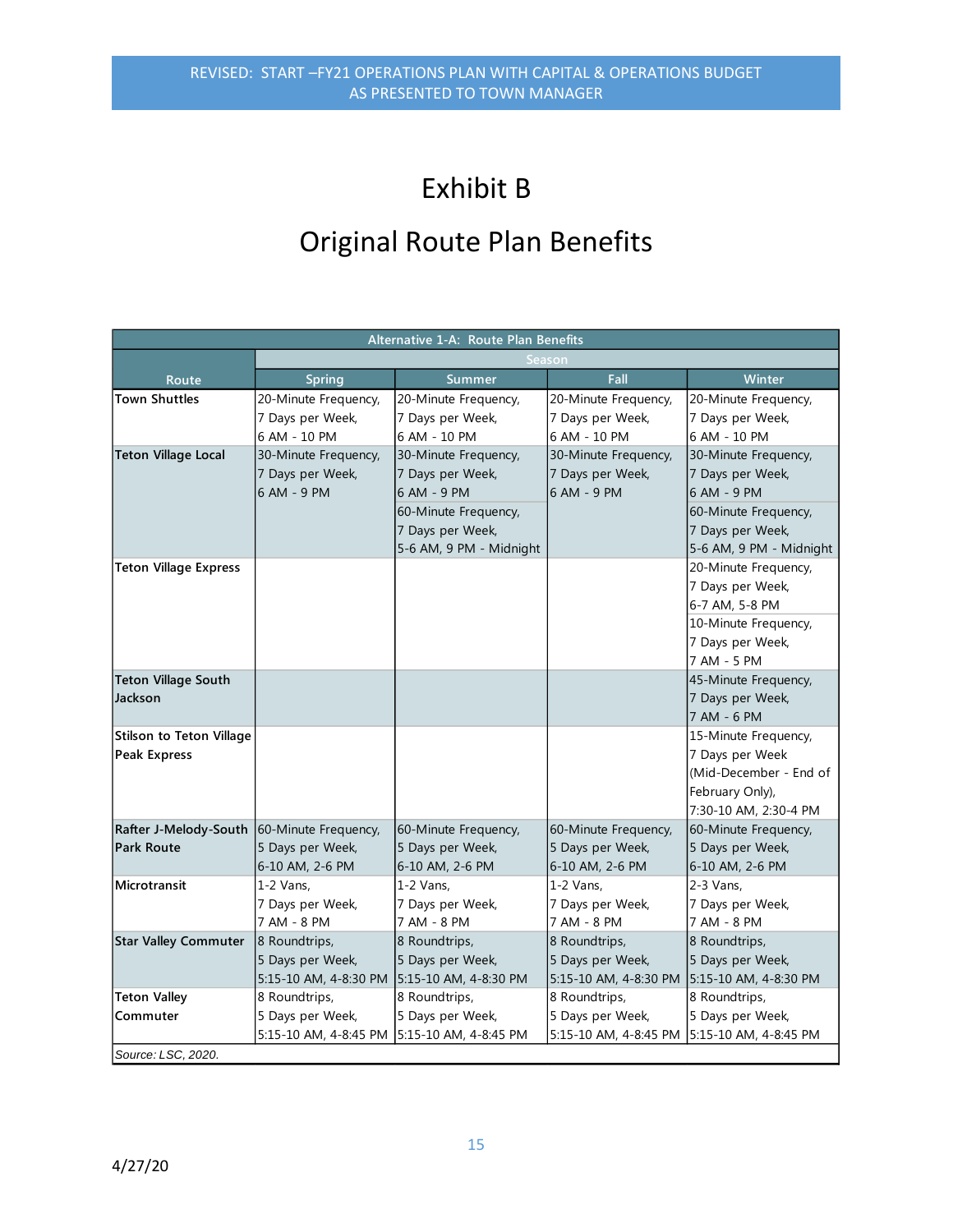# Exhibit B

# Original Route Plan Benefits

| Alternative 1-A: Route Plan Benefits | | | | |
|---|---|---|---|---|
| | Season | | | |
| Route | Spring | Summer | Fall | Winter |
| Town Shuttles | 20-Minute Frequency, 7 Days per Week, 6 AM - 10 PM | 20-Minute Frequency, 7 Days per Week, 6 AM - 10 PM | 20-Minute Frequency, 7 Days per Week, 6 AM - 10 PM | 20-Minute Frequency, 7 Days per Week, 6 AM - 10 PM |
| Teton Village Local | 30-Minute Frequency, 7 Days per Week, 6 AM - 9 PM | 30-Minute Frequency, 7 Days per Week, 6 AM - 9 PM | 30-Minute Frequency, 7 Days per Week, 6 AM - 9 PM | 30-Minute Frequency, 7 Days per Week, 6 AM - 9 PM |
| | | 60-Minute Frequency, 7 Days per Week, 5-6 AM, 9 PM - Midnight | | 60-Minute Frequency, 7 Days per Week, 5-6 AM, 9 PM - Midnight |
| Teton Village Express | | | | 20-Minute Frequency, 7 Days per Week, 6-7 AM, 5-8 PM |
| | | | | 10-Minute Frequency, 7 Days per Week, 7 AM - 5 PM |
| Teton Village South Jackson | | | | 45-Minute Frequency, 7 Days per Week, 7 AM - 6 PM |
| Stilson to Teton Village Peak Express | | | | 15-Minute Frequency, 7 Days per Week (Mid-December - End of February Only), 7:30-10 AM, 2:30-4 PM |
| Rafter J-Melody-South Park Route | 60-Minute Frequency, 5 Days per Week, 6-10 AM, 2-6 PM | 60-Minute Frequency, 5 Days per Week, 6-10 AM, 2-6 PM | 60-Minute Frequency, 5 Days per Week, 6-10 AM, 2-6 PM | 60-Minute Frequency, 5 Days per Week, 6-10 AM, 2-6 PM |
| Microtransit | 1-2 Vans, 7 Days per Week, 7 AM - 8 PM | 1-2 Vans, 7 Days per Week, 7 AM - 8 PM | 1-2 Vans, 7 Days per Week, 7 AM - 8 PM | 2-3 Vans, 7 Days per Week, 7 AM - 8 PM |
| Star Valley Commuter | 8 Roundtrips, 5 Days per Week, 5:15-10 AM, 4-8:30 PM | 8 Roundtrips, 5 Days per Week, 5:15-10 AM, 4-8:30 PM | 8 Roundtrips, 5 Days per Week, 5:15-10 AM, 4-8:30 PM | 8 Roundtrips, 5 Days per Week, 5:15-10 AM, 4-8:30 PM |
| Teton Valley Commuter | 8 Roundtrips, 5 Days per Week, 5:15-10 AM, 4-8:45 PM | 8 Roundtrips, 5 Days per Week, 5:15-10 AM, 4-8:45 PM | 8 Roundtrips, 5 Days per Week, 5:15-10 AM, 4-8:45 PM | 8 Roundtrips, 5 Days per Week, 5:15-10 AM, 4-8:45 PM |

*Source: LSC, 2020.*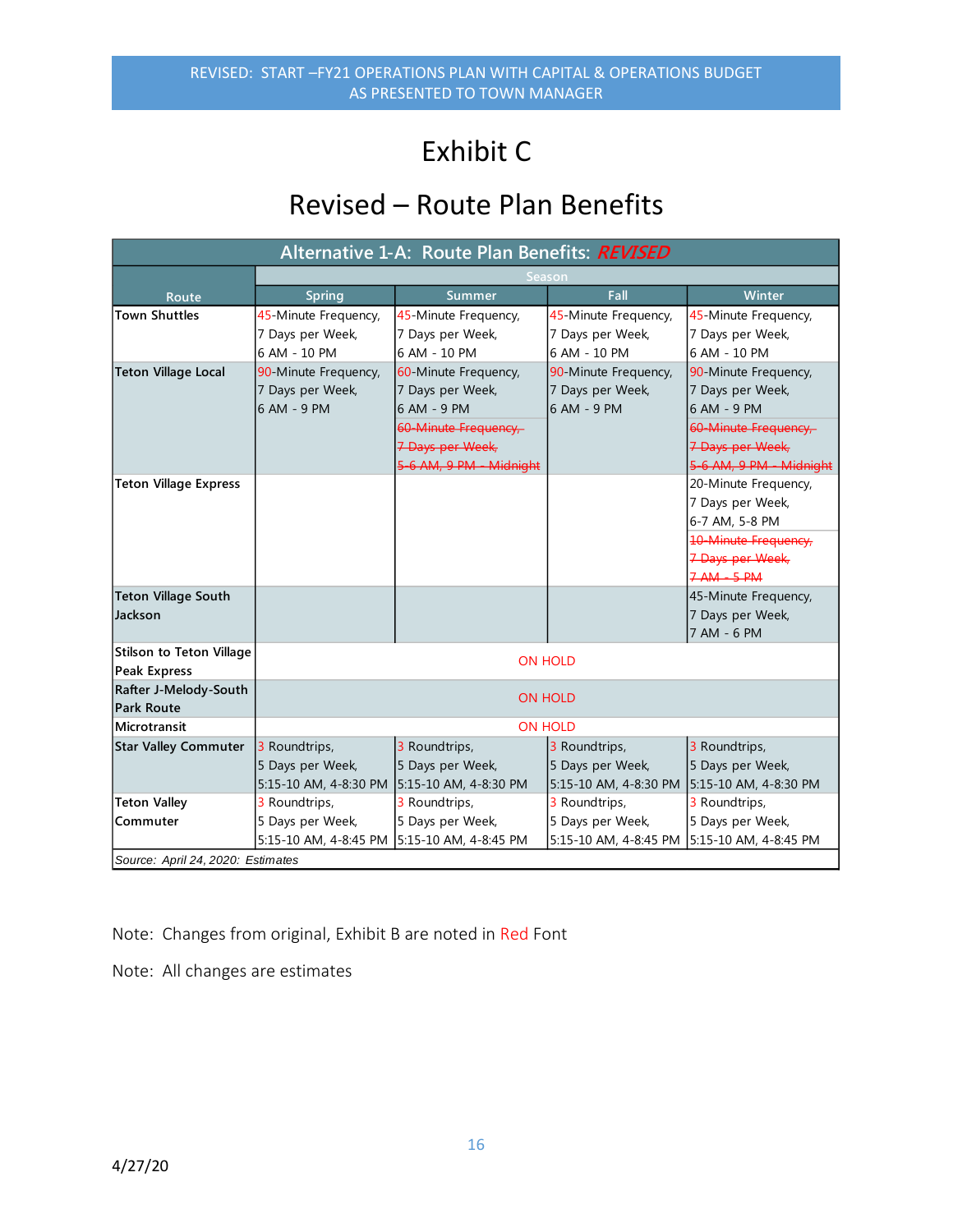REVISED: START –FY21 OPERATIONS PLAN WITH CAPITAL & OPERATIONS BUDGET
AS PRESENTED TO TOWN MANAGER

# Exhibit C

# Revised – Route Plan Benefits

| Alternative 1-A: Route Plan Benefits: *REVISED* | | | | |
|---|---|---|---|---|
| | Season | | | |
| Route | Spring | Summer | Fall | Winter |
| Town Shuttles | 45-Minute Frequency, 7 Days per Week, 6 AM - 10 PM | 45-Minute Frequency, 7 Days per Week, 6 AM - 10 PM | 45-Minute Frequency, 7 Days per Week, 6 AM - 10 PM | 45-Minute Frequency, 7 Days per Week, 6 AM - 10 PM |
| Teton Village Local | 90-Minute Frequency, 7 Days per Week, 6 AM - 9 PM | 60-Minute Frequency, 7 Days per Week, 6 AM - 9 PM ~~60-Minute Frequency, 7 Days per Week, 5-6 AM, 9 PM - Midnight~~ | 90-Minute Frequency, 7 Days per Week, 6 AM - 9 PM | 90-Minute Frequency, 7 Days per Week, 6 AM - 9 PM ~~60-Minute Frequency, 7 Days per Week, 5-6 AM, 9 PM - Midnight~~ |
| Teton Village Express | | | | 20-Minute Frequency, 7 Days per Week, 6-7 AM, 5-8 PM ~~10-Minute Frequency, 7 Days per Week, 7 AM - 5 PM~~ |
| Teton Village South Jackson | | | | 45-Minute Frequency, 7 Days per Week, 7 AM - 6 PM |
| Stilson to Teton Village Peak Express | ON HOLD | | | |
| Rafter J-Melody-South Park Route | ON HOLD | | | |
| Microtransit | ON HOLD | | | |
| Star Valley Commuter | 3 Roundtrips, 5 Days per Week, 5:15-10 AM, 4-8:30 PM | 3 Roundtrips, 5 Days per Week, 5:15-10 AM, 4-8:30 PM | 3 Roundtrips, 5 Days per Week, 5:15-10 AM, 4-8:30 PM | 3 Roundtrips, 5 Days per Week, 5:15-10 AM, 4-8:30 PM |
| Teton Valley Commuter | 3 Roundtrips, 5 Days per Week, 5:15-10 AM, 4-8:45 PM | 3 Roundtrips, 5 Days per Week, 5:15-10 AM, 4-8:45 PM | 3 Roundtrips, 5 Days per Week, 5:15-10 AM, 4-8:45 PM | 3 Roundtrips, 5 Days per Week, 5:15-10 AM, 4-8:45 PM |

*Source: April 24, 2020: Estimates*

Note: Changes from original, Exhibit B are noted in Red Font

Note: All changes are estimates

4/27/20